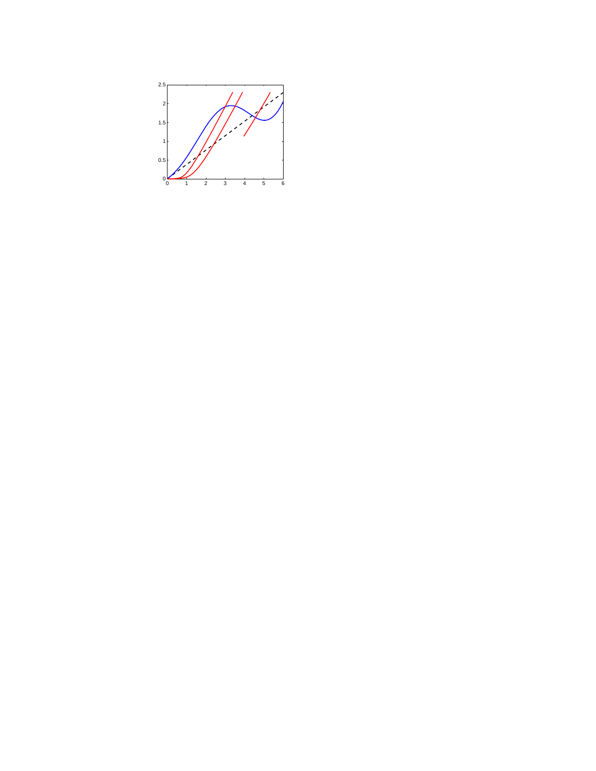2.5

2

1.5

1

0.5

0

0 1 2 3 4 5 6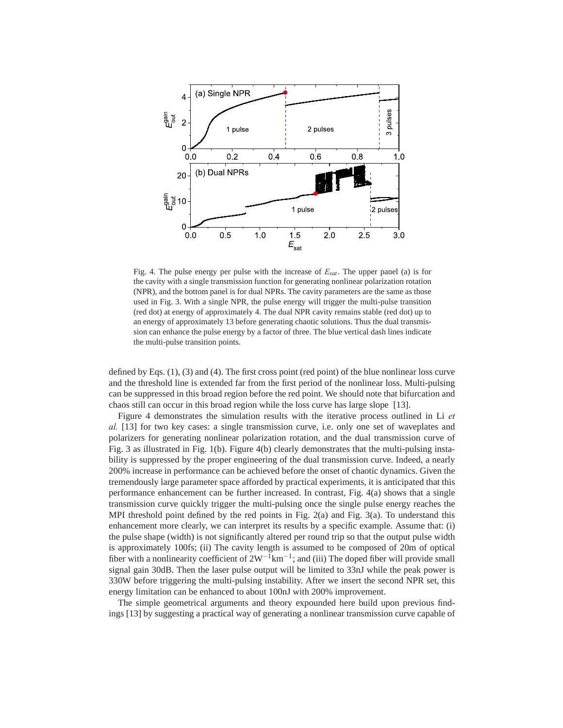Fig. 4. The pulse energy per pulse with the increase of $E_{sat}$. The upper panel (a) is for the cavity with a single transmission function for generating nonlinear polarization rotation (NPR), and the bottom panel is for dual NPRs. The cavity parameters are the same as those used in Fig. 3. With a single NPR, the pulse energy will trigger the multi-pulse transition (red dot) at energy of approximately 4. The dual NPR cavity remains stable (red dot) up to an energy of approximately 13 before generating chaotic solutions. Thus the dual transmission can enhance the pulse energy by a factor of three. The blue vertical dash lines indicate the multi-pulse transition points.

defined by Eqs. (1), (3) and (4). The first cross point (red point) of the blue nonlinear loss curve and the threshold line is extended far from the first period of the nonlinear loss. Multi-pulsing can be suppressed in this broad region before the red point. We should note that bifurcation and chaos still can occur in this broad region while the loss curve has large slope [13].

Figure 4 demonstrates the simulation results with the iterative process outlined in Li *et al.* [13] for two key cases: a single transmission curve, i.e. only one set of waveplates and polarizers for generating nonlinear polarization rotation, and the dual transmission curve of Fig. 3 as illustrated in Fig. 1(b). Figure 4(b) clearly demonstrates that the multi-pulsing instability is suppressed by the proper engineering of the dual transmission curve. Indeed, a nearly 200% increase in performance can be achieved before the onset of chaotic dynamics. Given the tremendously large parameter space afforded by practical experiments, it is anticipated that this performance enhancement can be further increased. In contrast, Fig. 4(a) shows that a single transmission curve quickly trigger the multi-pulsing once the single pulse energy reaches the MPI threshold point defined by the red points in Fig. 2(a) and Fig. 3(a). To understand this enhancement more clearly, we can interpret its results by a specific example. Assume that: (i) the pulse shape (width) is not significantly altered per round trip so that the output pulse width is approximately 100fs; (ii) The cavity length is assumed to be composed of 20m of optical fiber with a nonlinearity coefficient of $2\text{W}^{-1}\text{km}^{-1}$; and (iii) The doped fiber will provide small signal gain 30dB. Then the laser pulse output will be limited to 33nJ while the peak power is 330W before triggering the multi-pulsing instability. After we insert the second NPR set, this energy limitation can be enhanced to about 100nJ with 200% improvement.

The simple geometrical arguments and theory expounded here build upon previous findings [13] by suggesting a practical way of generating a nonlinear transmission curve capable of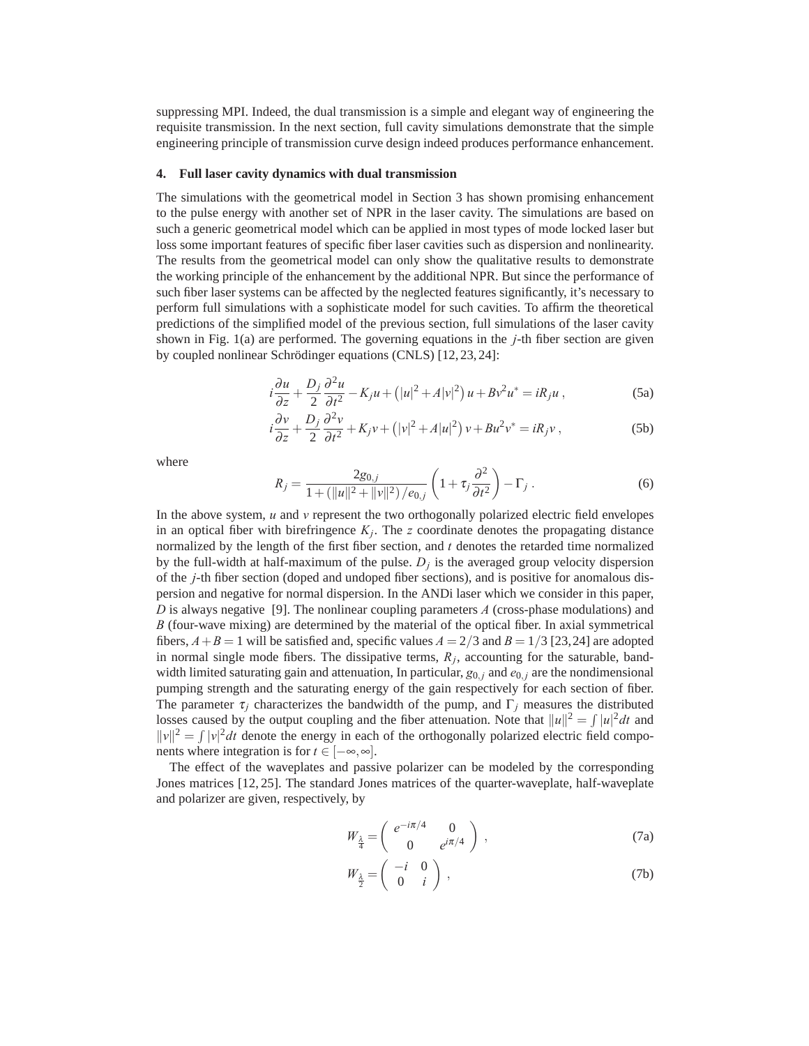suppressing MPI. Indeed, the dual transmission is a simple and elegant way of engineering the requisite transmission. In the next section, full cavity simulations demonstrate that the simple engineering principle of transmission curve design indeed produces performance enhancement.

## 4. Full laser cavity dynamics with dual transmission

The simulations with the geometrical model in Section 3 has shown promising enhancement to the pulse energy with another set of NPR in the laser cavity. The simulations are based on such a generic geometrical model which can be applied in most types of mode locked laser but loss some important features of specific fiber laser cavities such as dispersion and nonlinearity. The results from the geometrical model can only show the qualitative results to demonstrate the working principle of the enhancement by the additional NPR. But since the performance of such fiber laser systems can be affected by the neglected features significantly, it's necessary to perform full simulations with a sophisticate model for such cavities. To affirm the theoretical predictions of the simplified model of the previous section, full simulations of the laser cavity shown in Fig. 1(a) are performed. The governing equations in the $j$-th fiber section are given by coupled nonlinear Schrödinger equations (CNLS) [12, 23, 24]:

$$i\frac{\partial u}{\partial z} + \frac{D_j}{2}\frac{\partial^2 u}{\partial t^2} - K_j u + \left(|u|^2 + A|v|^2\right)u + Bv^2u^* = iR_j u\,, \tag{5a}$$

$$i\frac{\partial v}{\partial z} + \frac{D_j}{2}\frac{\partial^2 v}{\partial t^2} + K_j v + \left(|v|^2 + A|u|^2\right)v + Bu^2v^* = iR_j v\,, \tag{5b}$$

where

$$R_j = \frac{2g_{0,j}}{1+\left(\|u\|^2+\|v\|^2\right)/e_{0,j}}\left(1+\tau_j\frac{\partial^2}{\partial t^2}\right) - \Gamma_j\,. \tag{6}$$

In the above system, $u$ and $v$ represent the two orthogonally polarized electric field envelopes in an optical fiber with birefringence $K_j$. The $z$ coordinate denotes the propagating distance normalized by the length of the first fiber section, and $t$ denotes the retarded time normalized by the full-width at half-maximum of the pulse. $D_j$ is the averaged group velocity dispersion of the $j$-th fiber section (doped and undoped fiber sections), and is positive for anomalous dispersion and negative for normal dispersion. In the ANDi laser which we consider in this paper, $D$ is always negative [9]. The nonlinear coupling parameters $A$ (cross-phase modulations) and $B$ (four-wave mixing) are determined by the material of the optical fiber. In axial symmetrical fibers, $A+B=1$ will be satisfied and, specific values $A=2/3$ and $B=1/3$ [23, 24] are adopted in normal single mode fibers. The dissipative terms, $R_j$, accounting for the saturable, bandwidth limited saturating gain and attenuation, In particular, $g_{0,j}$ and $e_{0,j}$ are the nondimensional pumping strength and the saturating energy of the gain respectively for each section of fiber. The parameter $\tau_j$ characterizes the bandwidth of the pump, and $\Gamma_j$ measures the distributed losses caused by the output coupling and the fiber attenuation. Note that $\|u\|^2 = \int |u|^2 dt$ and $\|v\|^2 = \int |v|^2 dt$ denote the energy in each of the orthogonally polarized electric field components where integration is for $t \in [-\infty, \infty]$.

The effect of the waveplates and passive polarizer can be modeled by the corresponding Jones matrices [12, 25]. The standard Jones matrices of the quarter-waveplate, half-waveplate and polarizer are given, respectively, by

$$W_{\frac{\lambda}{4}} = \begin{pmatrix} e^{-i\pi/4} & 0 \\ 0 & e^{i\pi/4} \end{pmatrix}\,, \tag{7a}$$

$$W_{\frac{\lambda}{2}} = \begin{pmatrix} -i & 0 \\ 0 & i \end{pmatrix}\,, \tag{7b}$$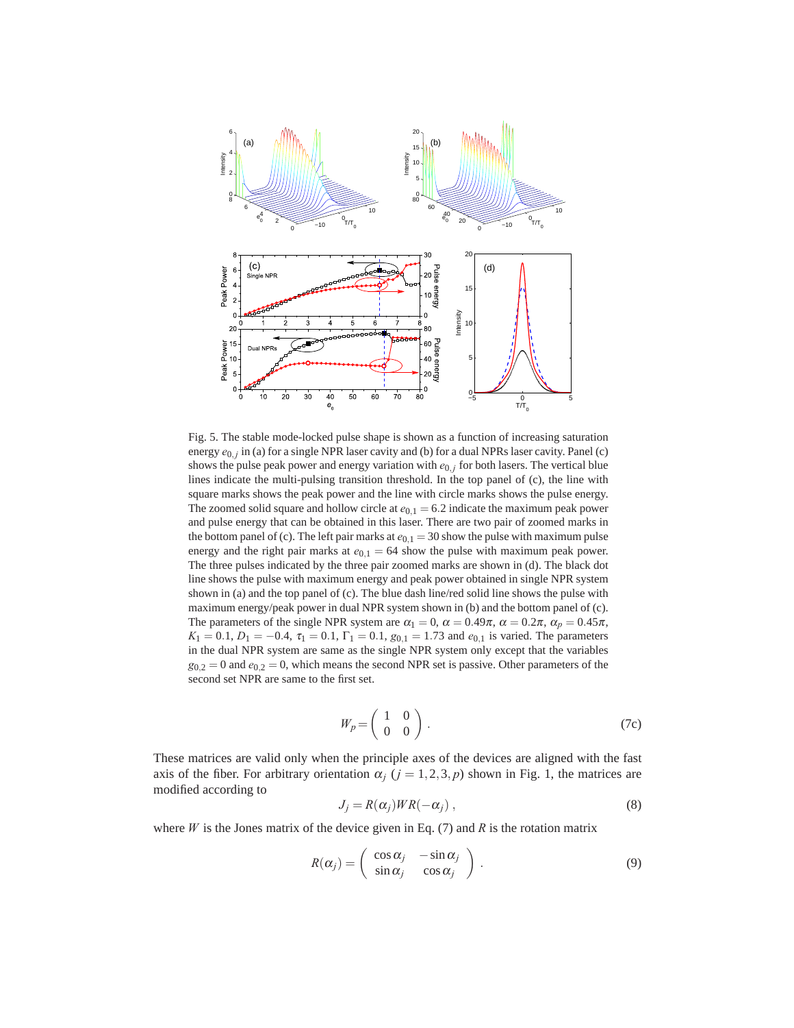Fig. 5. The stable mode-locked pulse shape is shown as a function of increasing saturation energy $e_{0,j}$ in (a) for a single NPR laser cavity and (b) for a dual NPRs laser cavity. Panel (c) shows the pulse peak power and energy variation with $e_{0,j}$ for both lasers. The vertical blue lines indicate the multi-pulsing transition threshold. In the top panel of (c), the line with square marks shows the peak power and the line with circle marks shows the pulse energy. The zoomed solid square and hollow circle at $e_{0,1} = 6.2$ indicate the maximum peak power and pulse energy that can be obtained in this laser. There are two pair of zoomed marks in the bottom panel of (c). The left pair marks at $e_{0,1} = 30$ show the pulse with maximum pulse energy and the right pair marks at $e_{0,1} = 64$ show the pulse with maximum peak power. The three pulses indicated by the three pair zoomed marks are shown in (d). The black dot line shows the pulse with maximum energy and peak power obtained in single NPR system shown in (a) and the top panel of (c). The blue dash line/red solid line shows the pulse with maximum energy/peak power in dual NPR system shown in (b) and the bottom panel of (c). The parameters of the single NPR system are $\alpha_1 = 0$, $\alpha = 0.49\pi$, $\alpha = 0.2\pi$, $\alpha_p = 0.45\pi$, $K_1 = 0.1$, $D_1 = -0.4$, $\tau_1 = 0.1$, $\Gamma_1 = 0.1$, $g_{0,1} = 1.73$ and $e_{0,1}$ is varied. The parameters in the dual NPR system are same as the single NPR system only except that the variables $g_{0,2} = 0$ and $e_{0,2} = 0$, which means the second NPR set is passive. Other parameters of the second set NPR are same to the first set.

$$W_p = \begin{pmatrix} 1 & 0 \\ 0 & 0 \end{pmatrix} . \tag{7c}$$

These matrices are valid only when the principle axes of the devices are aligned with the fast axis of the fiber. For arbitrary orientation $\alpha_j$ ($j = 1,2,3,p$) shown in Fig. 1, the matrices are modified according to

$$J_j = R(\alpha_j)WR(-\alpha_j) , \tag{8}$$

where $W$ is the Jones matrix of the device given in Eq. (7) and $R$ is the rotation matrix

$$R(\alpha_j) = \begin{pmatrix} \cos\alpha_j & -\sin\alpha_j \\ \sin\alpha_j & \cos\alpha_j \end{pmatrix} . \tag{9}$$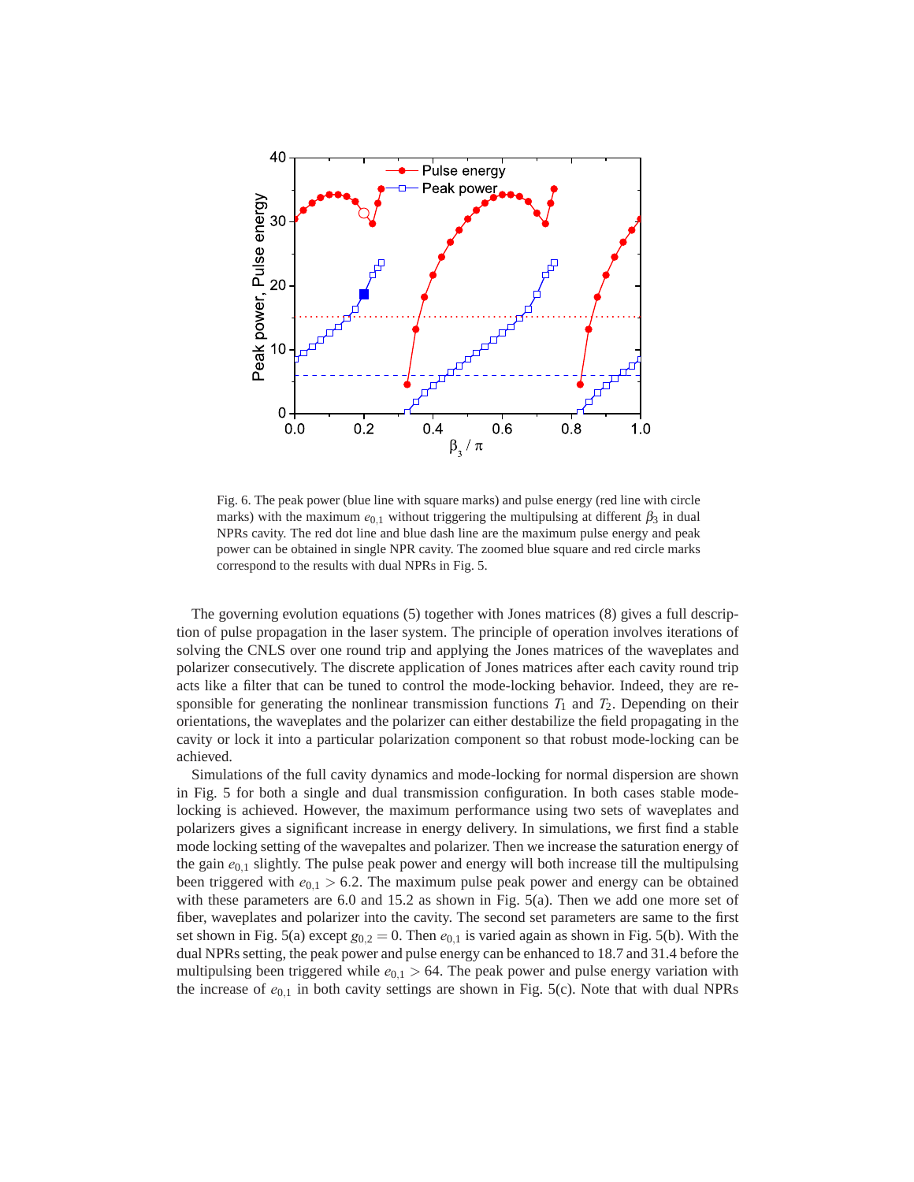Fig. 6. The peak power (blue line with square marks) and pulse energy (red line with circle marks) with the maximum $e_{0,1}$ without triggering the multipulsing at different $\beta_3$ in dual NPRs cavity. The red dot line and blue dash line are the maximum pulse energy and peak power can be obtained in single NPR cavity. The zoomed blue square and red circle marks correspond to the results with dual NPRs in Fig. 5.

The governing evolution equations (5) together with Jones matrices (8) gives a full description of pulse propagation in the laser system. The principle of operation involves iterations of solving the CNLS over one round trip and applying the Jones matrices of the waveplates and polarizer consecutively. The discrete application of Jones matrices after each cavity round trip acts like a filter that can be tuned to control the mode-locking behavior. Indeed, they are responsible for generating the nonlinear transmission functions $T_1$ and $T_2$. Depending on their orientations, the waveplates and the polarizer can either destabilize the field propagating in the cavity or lock it into a particular polarization component so that robust mode-locking can be achieved.

Simulations of the full cavity dynamics and mode-locking for normal dispersion are shown in Fig. 5 for both a single and dual transmission configuration. In both cases stable mode-locking is achieved. However, the maximum performance using two sets of waveplates and polarizers gives a significant increase in energy delivery. In simulations, we first find a stable mode locking setting of the wavepaltes and polarizer. Then we increase the saturation energy of the gain $e_{0,1}$ slightly. The pulse peak power and energy will both increase till the multipulsing been triggered with $e_{0,1} > 6.2$. The maximum pulse peak power and energy can be obtained with these parameters are 6.0 and 15.2 as shown in Fig. 5(a). Then we add one more set of fiber, waveplates and polarizer into the cavity. The second set parameters are same to the first set shown in Fig. 5(a) except $g_{0,2} = 0$. Then $e_{0,1}$ is varied again as shown in Fig. 5(b). With the dual NPRs setting, the peak power and pulse energy can be enhanced to 18.7 and 31.4 before the multipulsing been triggered while $e_{0,1} > 64$. The peak power and pulse energy variation with the increase of $e_{0,1}$ in both cavity settings are shown in Fig. 5(c). Note that with dual NPRs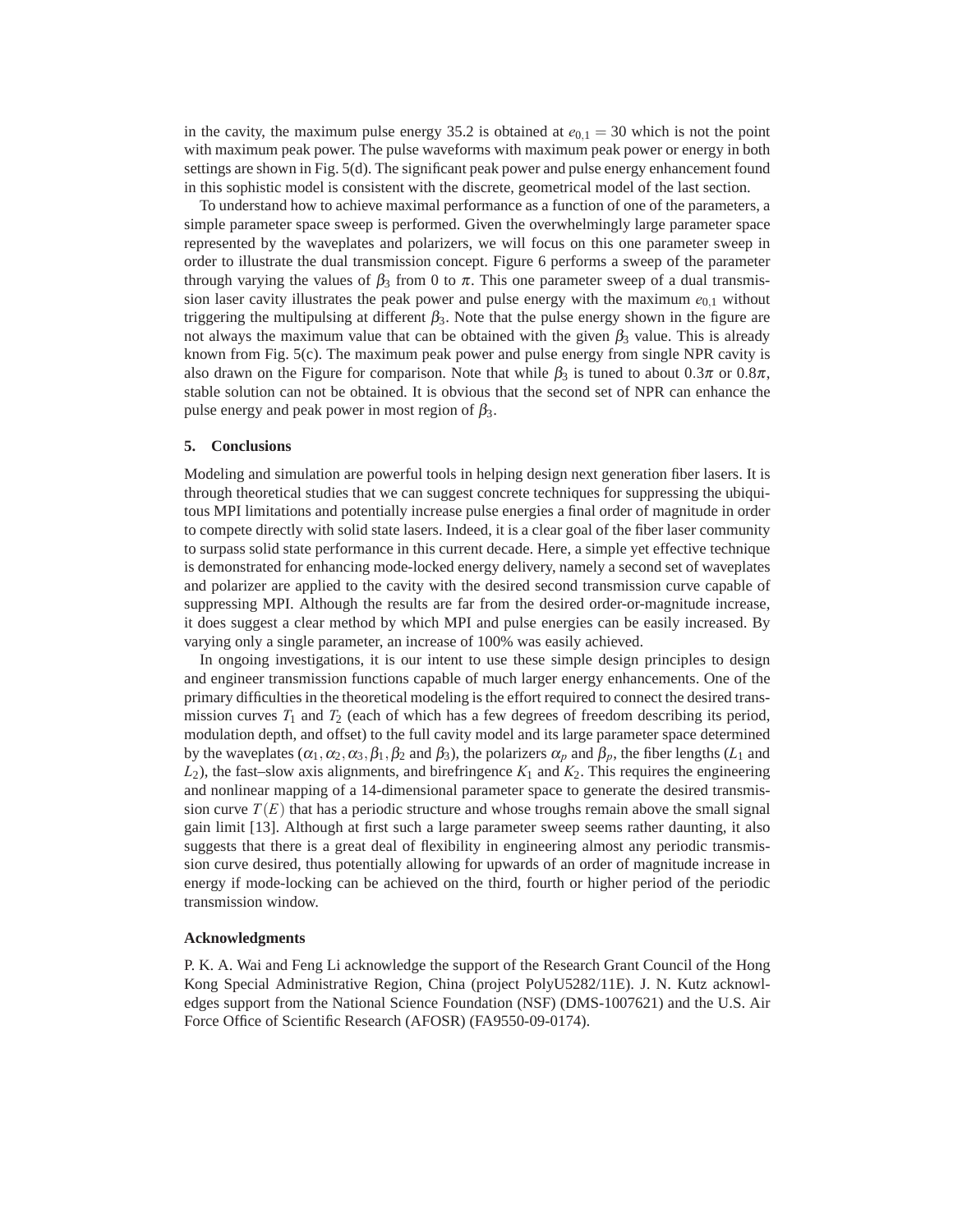in the cavity, the maximum pulse energy 35.2 is obtained at $e_{0,1} = 30$ which is not the point with maximum peak power. The pulse waveforms with maximum peak power or energy in both settings are shown in Fig. 5(d). The significant peak power and pulse energy enhancement found in this sophistic model is consistent with the discrete, geometrical model of the last section.

To understand how to achieve maximal performance as a function of one of the parameters, a simple parameter space sweep is performed. Given the overwhelmingly large parameter space represented by the waveplates and polarizers, we will focus on this one parameter sweep in order to illustrate the dual transmission concept. Figure 6 performs a sweep of the parameter through varying the values of $\beta_3$ from 0 to $\pi$. This one parameter sweep of a dual transmission laser cavity illustrates the peak power and pulse energy with the maximum $e_{0,1}$ without triggering the multipulsing at different $\beta_3$. Note that the pulse energy shown in the figure are not always the maximum value that can be obtained with the given $\beta_3$ value. This is already known from Fig. 5(c). The maximum peak power and pulse energy from single NPR cavity is also drawn on the Figure for comparison. Note that while $\beta_3$ is tuned to about $0.3\pi$ or $0.8\pi$, stable solution can not be obtained. It is obvious that the second set of NPR can enhance the pulse energy and peak power in most region of $\beta_3$.

## 5. Conclusions

Modeling and simulation are powerful tools in helping design next generation fiber lasers. It is through theoretical studies that we can suggest concrete techniques for suppressing the ubiquitous MPI limitations and potentially increase pulse energies a final order of magnitude in order to compete directly with solid state lasers. Indeed, it is a clear goal of the fiber laser community to surpass solid state performance in this current decade. Here, a simple yet effective technique is demonstrated for enhancing mode-locked energy delivery, namely a second set of waveplates and polarizer are applied to the cavity with the desired second transmission curve capable of suppressing MPI. Although the results are far from the desired order-or-magnitude increase, it does suggest a clear method by which MPI and pulse energies can be easily increased. By varying only a single parameter, an increase of 100% was easily achieved.

In ongoing investigations, it is our intent to use these simple design principles to design and engineer transmission functions capable of much larger energy enhancements. One of the primary difficulties in the theoretical modeling is the effort required to connect the desired transmission curves $T_1$ and $T_2$ (each of which has a few degrees of freedom describing its period, modulation depth, and offset) to the full cavity model and its large parameter space determined by the waveplates ($\alpha_1, \alpha_2, \alpha_3, \beta_1, \beta_2$ and $\beta_3$), the polarizers $\alpha_p$ and $\beta_p$, the fiber lengths ($L_1$ and $L_2$), the fast–slow axis alignments, and birefringence $K_1$ and $K_2$. This requires the engineering and nonlinear mapping of a 14-dimensional parameter space to generate the desired transmission curve $T(E)$ that has a periodic structure and whose troughs remain above the small signal gain limit [13]. Although at first such a large parameter sweep seems rather daunting, it also suggests that there is a great deal of flexibility in engineering almost any periodic transmission curve desired, thus potentially allowing for upwards of an order of magnitude increase in energy if mode-locking can be achieved on the third, fourth or higher period of the periodic transmission window.

### Acknowledgments

P. K. A. Wai and Feng Li acknowledge the support of the Research Grant Council of the Hong Kong Special Administrative Region, China (project PolyU5282/11E). J. N. Kutz acknowledges support from the National Science Foundation (NSF) (DMS-1007621) and the U.S. Air Force Office of Scientific Research (AFOSR) (FA9550-09-0174).